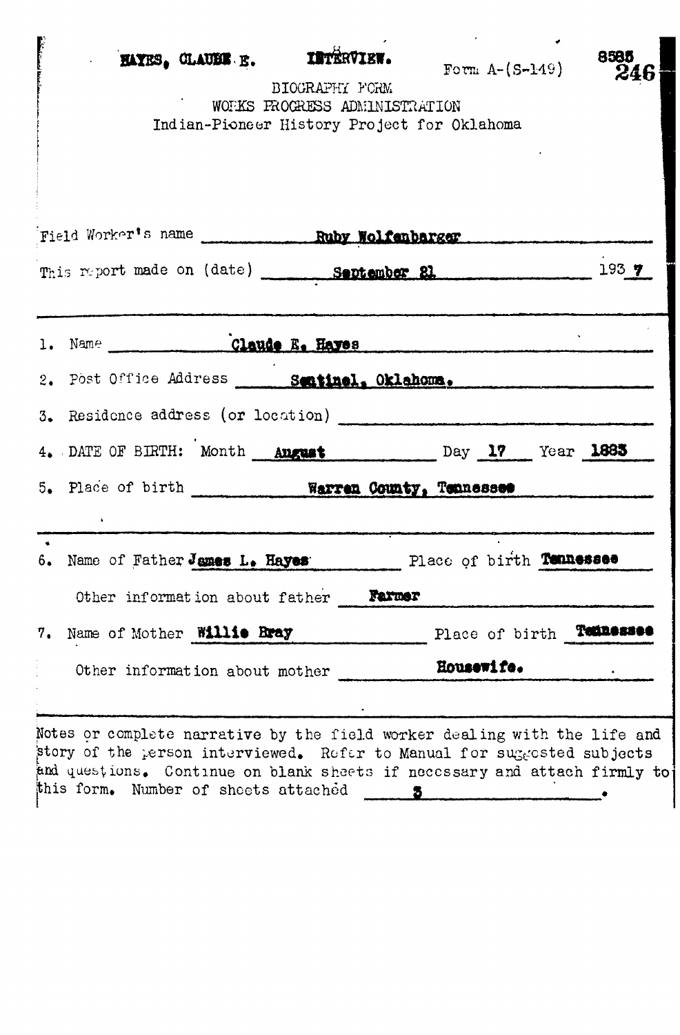HAYES, CLAUDE E. INTERVIEW. Form A-(S-149) 8585

246

BIOGRAPHY FORM
WORKS PROGRESS ADMINISTRATION
Indian-Pioneer History Project for Oklahoma

Field Worker's name Ruby Wolfenbarger

This report made on (date) September 21 1937

1. Name Claude E. Hayes
2. Post Office Address Sentinel, Oklahoma.
3. Residence address (or location)
4. DATE OF BIRTH: Month August Day 17 Year 1883
5. Place of birth Warren County, Tennessee

6. Name of Father James L. Hayes Place of birth Tennessee

   Other information about father Farmer

7. Name of Mother Willie Bray Place of birth Tennessee

   Other information about mother Housewife.

Notes or complete narrative by the field worker dealing with the life and story of the person interviewed. Refer to Manual for suggested subjects and questions. Continue on blank sheets if necessary and attach firmly to this form. Number of sheets attached 3.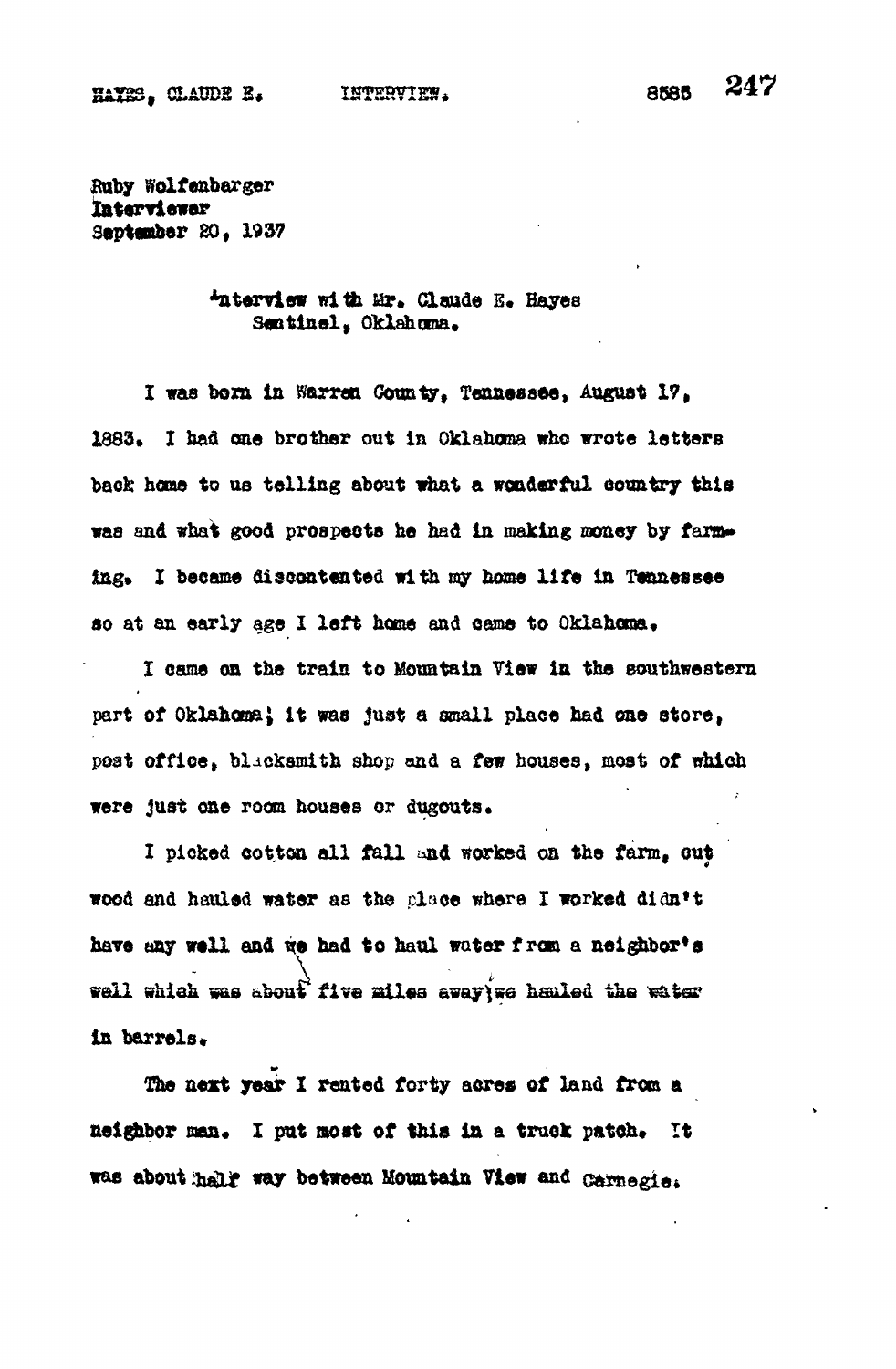Ruby Wolfenbarger
Interviewer
September 20, 1937

Interview with Mr. Claude E. Hayes
Sentinel, Oklahoma.

I was born in Warren County, Tennessee, August 17, 1883. I had one brother out in Oklahoma who wrote letters back home to us telling about what a wonderful country this was and what good prospects he had in making money by farming. I became discontented with my home life in Tennessee so at an early age I left home and came to Oklahoma.

I came on the train to Mountain View in the southwestern part of Oklahoma; it was just a small place had one store, post office, blacksmith shop and a few houses, most of which were just one room houses or dugouts.

I picked cotton all fall and worked on the farm, cut wood and hauled water as the place where I worked didn't have any well and we had to haul water from a neighbor's well which was about five miles away; we hauled the water in barrels.

The next year I rented forty acres of land from a neighbor man. I put most of this in a truck patch. It was about half way between Mountain View and Carnegie.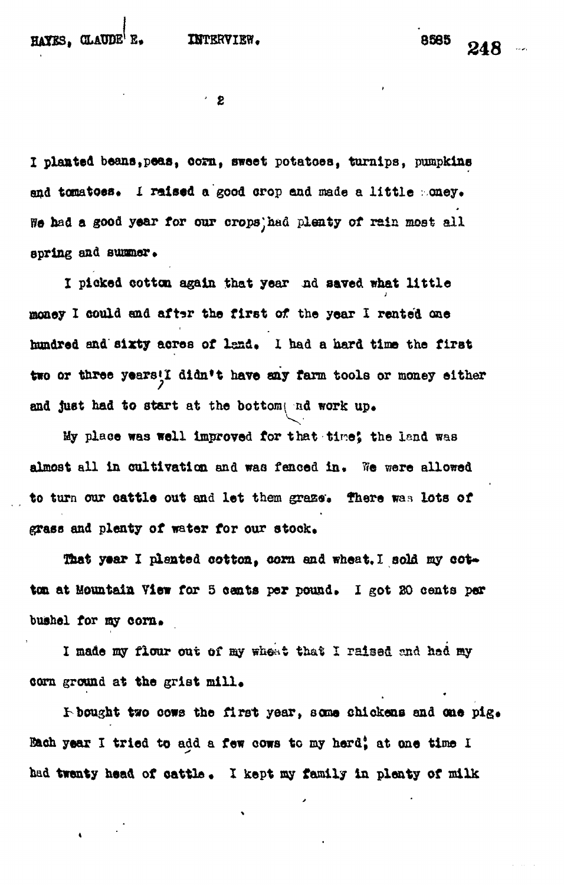I planted beans,peas, corn, sweet potatoes, turnips, pumpkins and tomatoes. I raised a good crop and made a little money. We had a good year for our crops, had plenty of rain most all spring and summer.

I picked cotton again that year and saved what little money I could and after the first of the year I rented one hundred and sixty acres of land. I had a hard time the first two or three years, I didn't have any farm tools or money either and just had to start at the bottom and work up.

My place was well improved for that time; the land was almost all in cultivation and was fenced in. We were allowed to turn our cattle out and let them graze. There was lots of grass and plenty of water for our stock.

That year I planted cotton, corn and wheat. I sold my cotton at Mountain View for 5 cents per pound. I got 20 cents per bushel for my corn.

I made my flour out of my wheat that I raised and had my corn ground at the grist mill.

I bought two cows the first year, some chickens and one pig. Each year I tried to add a few cows to my herd; at one time I had twenty head of cattle. I kept my family in plenty of milk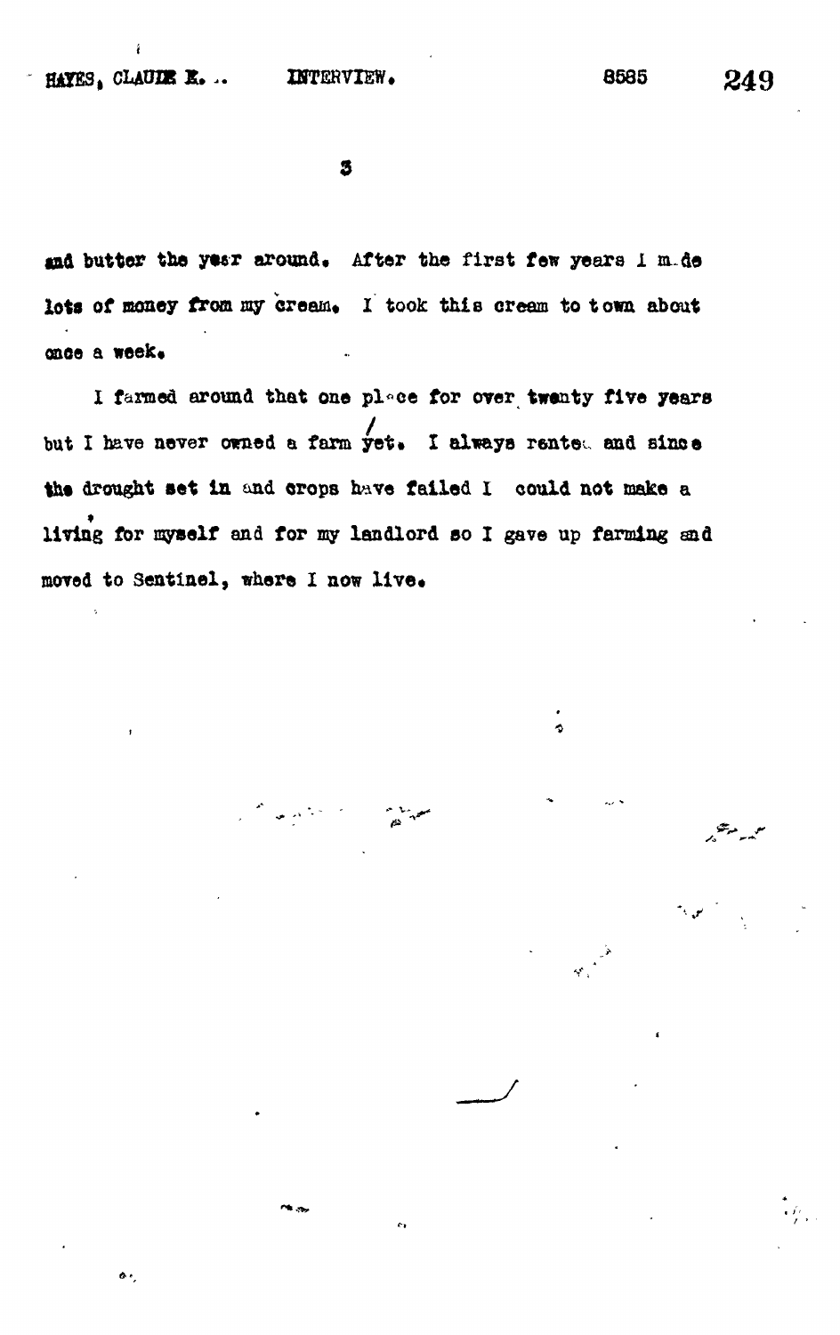and butter the year around. After the first few years I made lots of money from my cream. I took this cream to town about once a week.

I farmed around that one place for over twenty five years but I have never owned a farm yet. I always rented and since the drought set in and crops have failed I could not make a living for myself and for my landlord so I gave up farming and moved to Sentinel, where I now live.